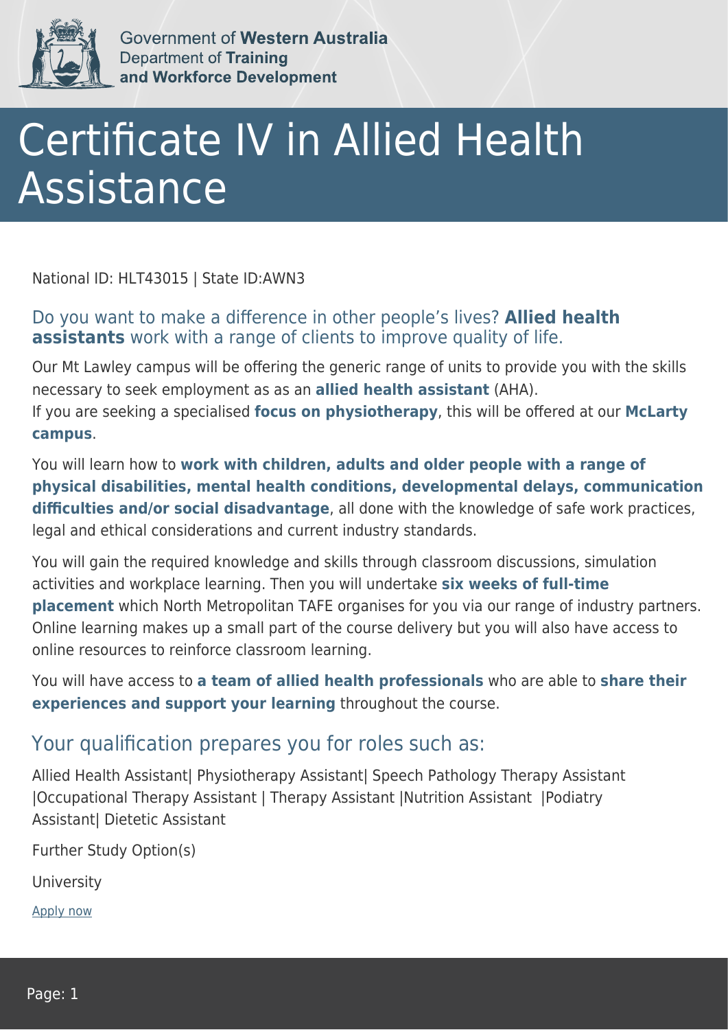Government of **Western Australia**
Department of **Training and Workforce Development**

# Certificate IV in Allied Health Assistance

National ID: HLT43015 | State ID:AWN3

## Do you want to make a difference in other people's lives? **Allied health assistants** work with a range of clients to improve quality of life.

Our Mt Lawley campus will be offering the generic range of units to provide you with the skills necessary to seek employment as as an **allied health assistant** (AHA).
If you are seeking a specialised **focus on physiotherapy**, this will be offered at our **McLarty campus**.

You will learn how to **work with children, adults and older people with a range of physical disabilities, mental health conditions, developmental delays, communication difficulties and/or social disadvantage**, all done with the knowledge of safe work practices, legal and ethical considerations and current industry standards.

You will gain the required knowledge and skills through classroom discussions, simulation activities and workplace learning. Then you will undertake **six weeks of full-time placement** which North Metropolitan TAFE organises for you via our range of industry partners. Online learning makes up a small part of the course delivery but you will also have access to online resources to reinforce classroom learning.

You will have access to **a team of allied health professionals** who are able to **share their experiences and support your learning** throughout the course.

## Your qualification prepares you for roles such as:

Allied Health Assistant| Physiotherapy Assistant| Speech Pathology Therapy Assistant |Occupational Therapy Assistant | Therapy Assistant |Nutrition Assistant |Podiatry Assistant| Dietetic Assistant

Further Study Option(s)

University

Apply now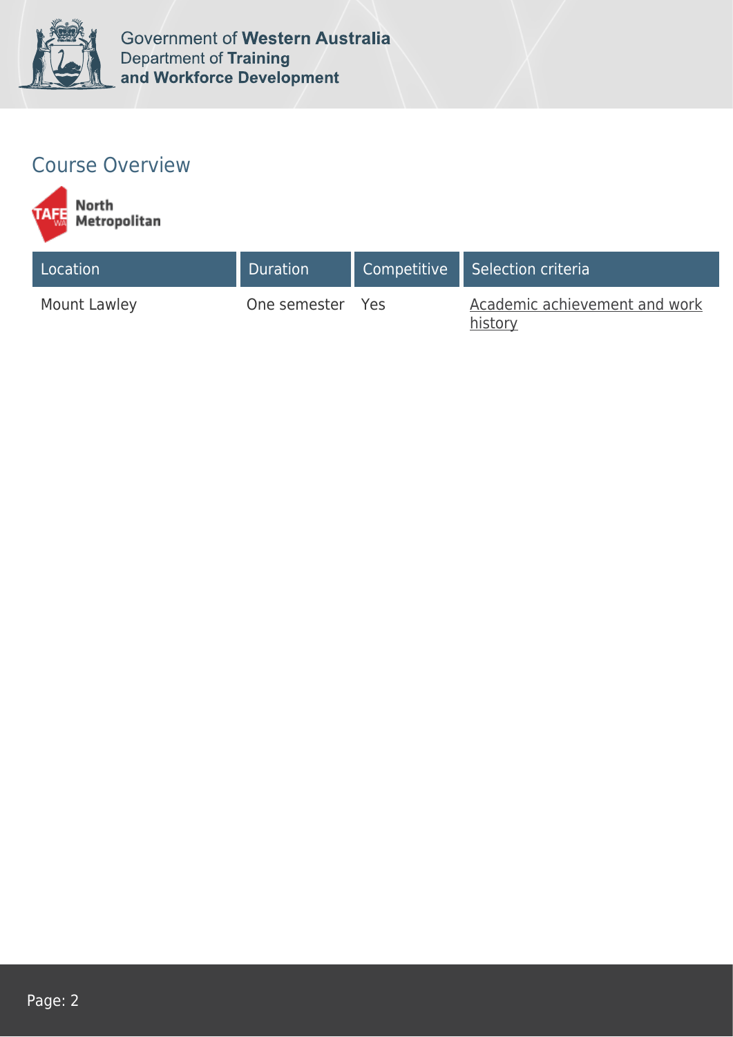## Course Overview

North Metropolitan

| Location | Duration | Competitive | Selection criteria |
|---|---|---|---|
| Mount Lawley | One semester | Yes | Academic achievement and work history |